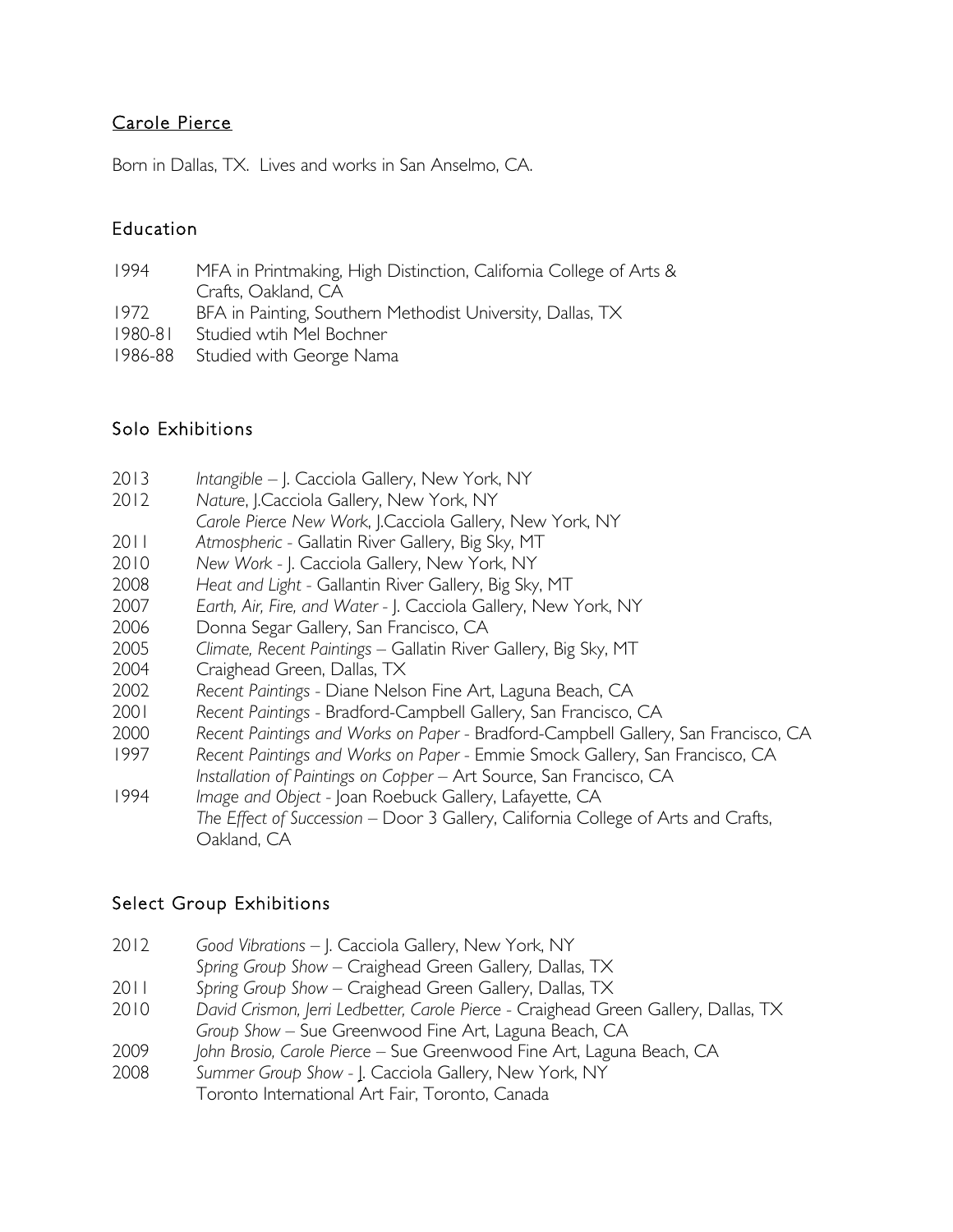# Carole Pierce

Born in Dallas, TX. Lives and works in San Anselmo, CA.

## Education

1994 MFA in Printmaking, High Distinction, California College of Arts & Crafts, Oakland, CA
1972 BFA in Painting, Southern Methodist University, Dallas, TX
1980-81 Studied wtih Mel Bochner
1986-88 Studied with George Nama

## Solo Exhibitions

2013 *Intangible* – J. Cacciola Gallery, New York, NY
2012 *Nature*, J.Cacciola Gallery, New York, NY
*Carole Pierce New Work*, J.Cacciola Gallery, New York, NY
2011 *Atmospheric* - Gallatin River Gallery, Big Sky, MT
2010 *New Work* - J. Cacciola Gallery, New York, NY
2008 *Heat and Light* - Gallantin River Gallery, Big Sky, MT
2007 *Earth, Air, Fire, and Water* - J. Cacciola Gallery, New York, NY
2006 Donna Segar Gallery, San Francisco, CA
2005 *Climate, Recent Paintings* – Gallatin River Gallery, Big Sky, MT
2004 Craighead Green, Dallas, TX
2002 *Recent Paintings* - Diane Nelson Fine Art, Laguna Beach, CA
2001 *Recent Paintings* - Bradford-Campbell Gallery, San Francisco, CA
2000 *Recent Paintings and Works on Paper* - Bradford-Campbell Gallery, San Francisco, CA
1997 *Recent Paintings and Works on Paper* - Emmie Smock Gallery, San Francisco, CA
*Installation of Paintings on Copper* – Art Source, San Francisco, CA
1994 *Image and Object* - Joan Roebuck Gallery, Lafayette, CA
*The Effect of Succession* – Door 3 Gallery, California College of Arts and Crafts, Oakland, CA

## Select Group Exhibitions

2012 *Good Vibrations* – J. Cacciola Gallery, New York, NY
*Spring Group Show* – Craighead Green Gallery, Dallas, TX
2011 *Spring Group Show* – Craighead Green Gallery, Dallas, TX
2010 *David Crismon, Jerri Ledbetter, Carole Pierce* - Craighead Green Gallery, Dallas, TX
*Group Show* – Sue Greenwood Fine Art, Laguna Beach, CA
2009 *John Brosio, Carole Pierce* – Sue Greenwood Fine Art, Laguna Beach, CA
2008 *Summer Group Show* - J. Cacciola Gallery, New York, NY
Toronto International Art Fair, Toronto, Canada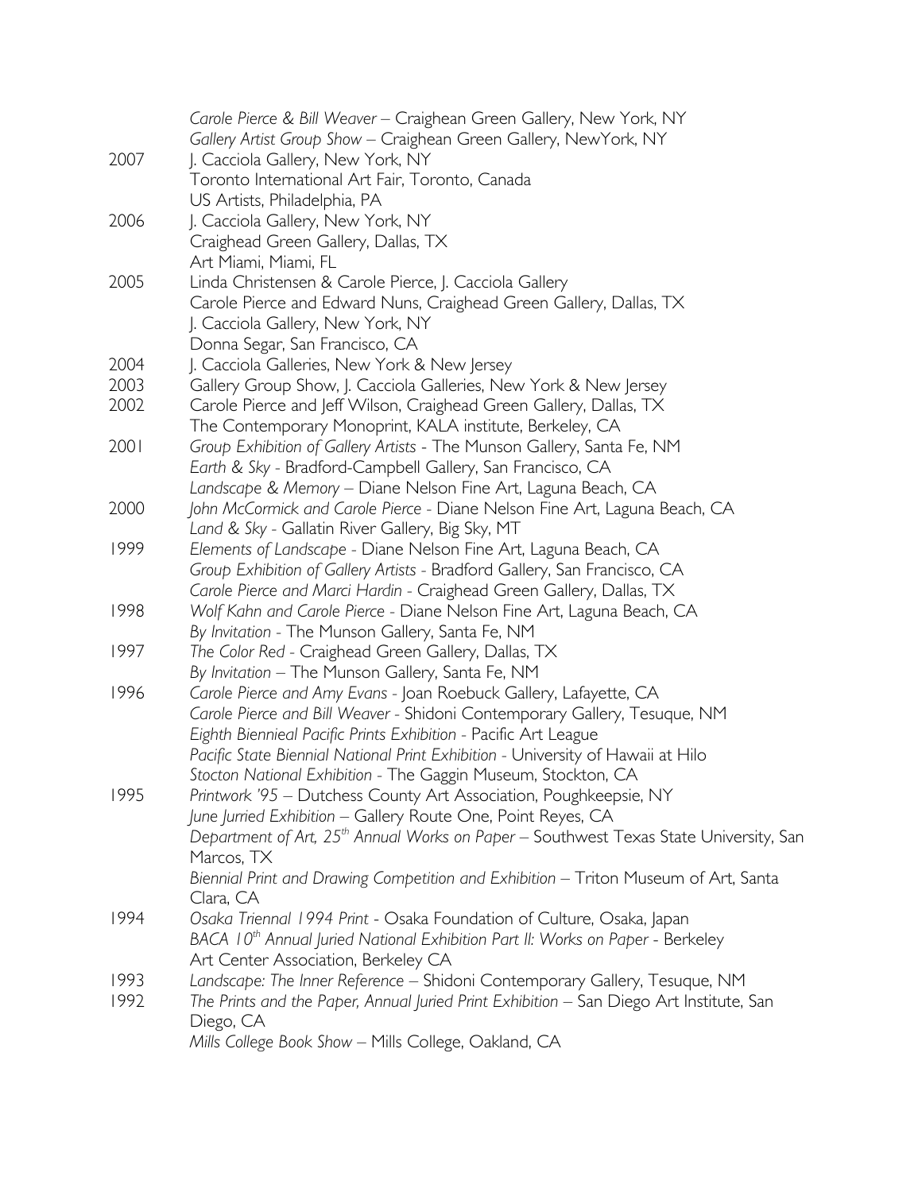*Carole Pierce & Bill Weaver* – Craighean Green Gallery, New York, NY
*Gallery Artist Group Show* – Craighean Green Gallery, NewYork, NY

2007 J. Cacciola Gallery, New York, NY
Toronto International Art Fair, Toronto, Canada
US Artists, Philadelphia, PA

2006 J. Cacciola Gallery, New York, NY
Craighead Green Gallery, Dallas, TX
Art Miami, Miami, FL

2005 Linda Christensen & Carole Pierce, J. Cacciola Gallery
Carole Pierce and Edward Nuns, Craighead Green Gallery, Dallas, TX
J. Cacciola Gallery, New York, NY
Donna Segar, San Francisco, CA

2004 J. Cacciola Galleries, New York & New Jersey

2003 Gallery Group Show, J. Cacciola Galleries, New York & New Jersey

2002 Carole Pierce and Jeff Wilson, Craighead Green Gallery, Dallas, TX
The Contemporary Monoprint, KALA institute, Berkeley, CA

2001 *Group Exhibition of Gallery Artists* - The Munson Gallery, Santa Fe, NM
*Earth & Sky* - Bradford-Campbell Gallery, San Francisco, CA
*Landscape & Memory* – Diane Nelson Fine Art, Laguna Beach, CA

2000 *John McCormick and Carole Pierce* - Diane Nelson Fine Art, Laguna Beach, CA
*Land & Sky* - Gallatin River Gallery, Big Sky, MT

1999 *Elements of Landscape* - Diane Nelson Fine Art, Laguna Beach, CA
*Group Exhibition of Gallery Artists* - Bradford Gallery, San Francisco, CA
*Carole Pierce and Marci Hardin* - Craighead Green Gallery, Dallas, TX

1998 *Wolf Kahn and Carole Pierce* - Diane Nelson Fine Art, Laguna Beach, CA
*By Invitation* - The Munson Gallery, Santa Fe, NM

1997 *The Color Red* - Craighead Green Gallery, Dallas, TX
*By Invitation* – The Munson Gallery, Santa Fe, NM

1996 *Carole Pierce and Amy Evans* - Joan Roebuck Gallery, Lafayette, CA
*Carole Pierce and Bill Weaver* - Shidoni Contemporary Gallery, Tesuque, NM
*Eighth Biennieal Pacific Prints Exhibition* - Pacific Art League
*Pacific State Biennial National Print Exhibition* - University of Hawaii at Hilo
*Stocton National Exhibition* - The Gaggin Museum, Stockton, CA

1995 *Printwork '95* – Dutchess County Art Association, Poughkeepsie, NY
*June Jurried Exhibition* – Gallery Route One, Point Reyes, CA
*Department of Art, 25th Annual Works on Paper* – Southwest Texas State University, San Marcos, TX
*Biennial Print and Drawing Competition and Exhibition* – Triton Museum of Art, Santa Clara, CA

1994 *Osaka Triennal 1994 Print* - Osaka Foundation of Culture, Osaka, Japan
*BACA 10th Annual Juried National Exhibition Part II: Works on Paper* - Berkeley Art Center Association, Berkeley CA

1993 *Landscape: The Inner Reference* – Shidoni Contemporary Gallery, Tesuque, NM

1992 *The Prints and the Paper, Annual Juried Print Exhibition* – San Diego Art Institute, San Diego, CA
*Mills College Book Show* – Mills College, Oakland, CA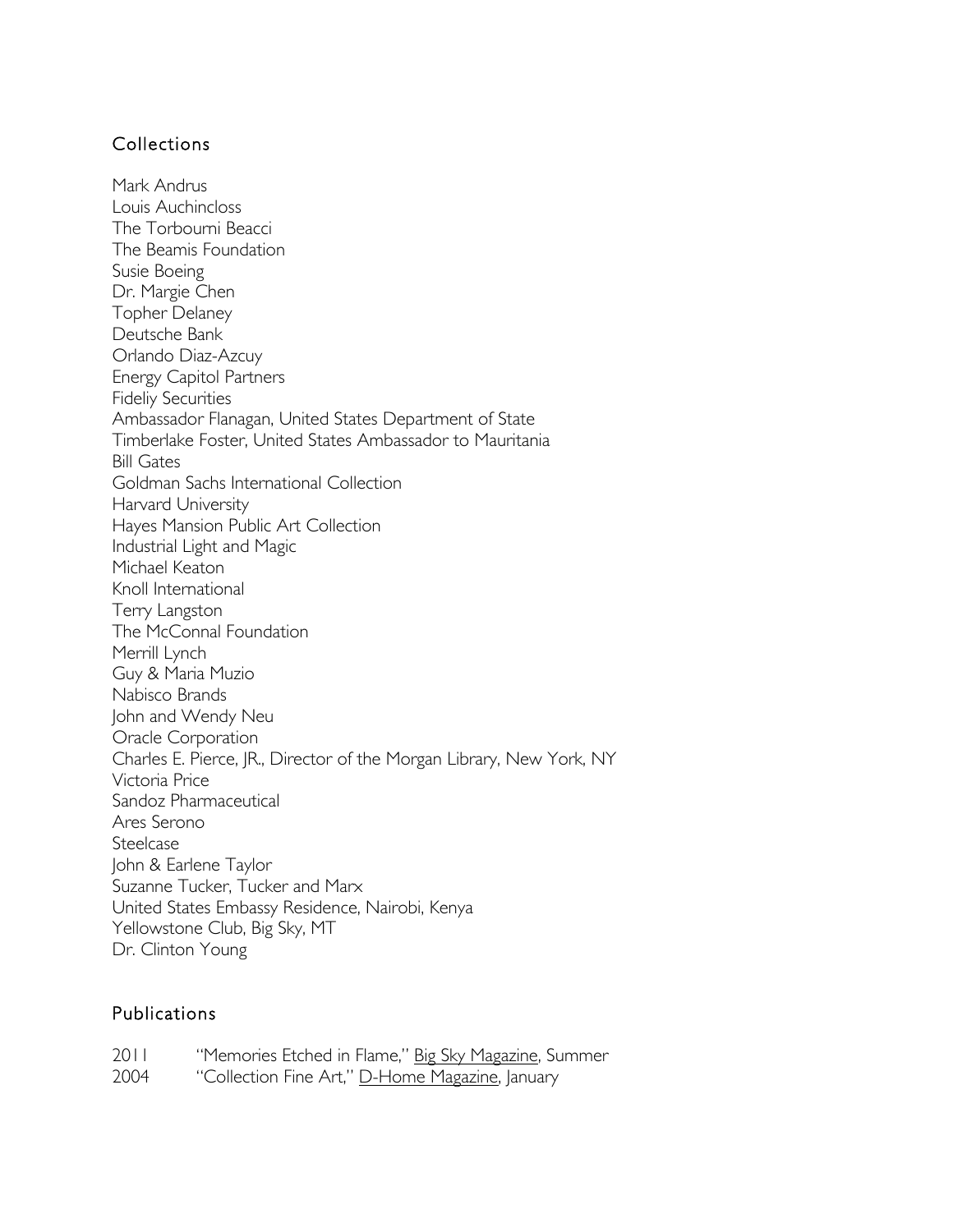## Collections

Mark Andrus
Louis Auchincloss
The Torbourni Beacci
The Beamis Foundation
Susie Boeing
Dr. Margie Chen
Topher Delaney
Deutsche Bank
Orlando Diaz-Azcuy
Energy Capitol Partners
Fideliy Securities
Ambassador Flanagan, United States Department of State
Timberlake Foster, United States Ambassador to Mauritania
Bill Gates
Goldman Sachs International Collection
Harvard University
Hayes Mansion Public Art Collection
Industrial Light and Magic
Michael Keaton
Knoll International
Terry Langston
The McConnal Foundation
Merrill Lynch
Guy & Maria Muzio
Nabisco Brands
John and Wendy Neu
Oracle Corporation
Charles E. Pierce, JR., Director of the Morgan Library, New York, NY
Victoria Price
Sandoz Pharmaceutical
Ares Serono
Steelcase
John & Earlene Taylor
Suzanne Tucker, Tucker and Marx
United States Embassy Residence, Nairobi, Kenya
Yellowstone Club, Big Sky, MT
Dr. Clinton Young

## Publications

2011 "Memories Etched in Flame," Big Sky Magazine, Summer
2004 "Collection Fine Art," D-Home Magazine, January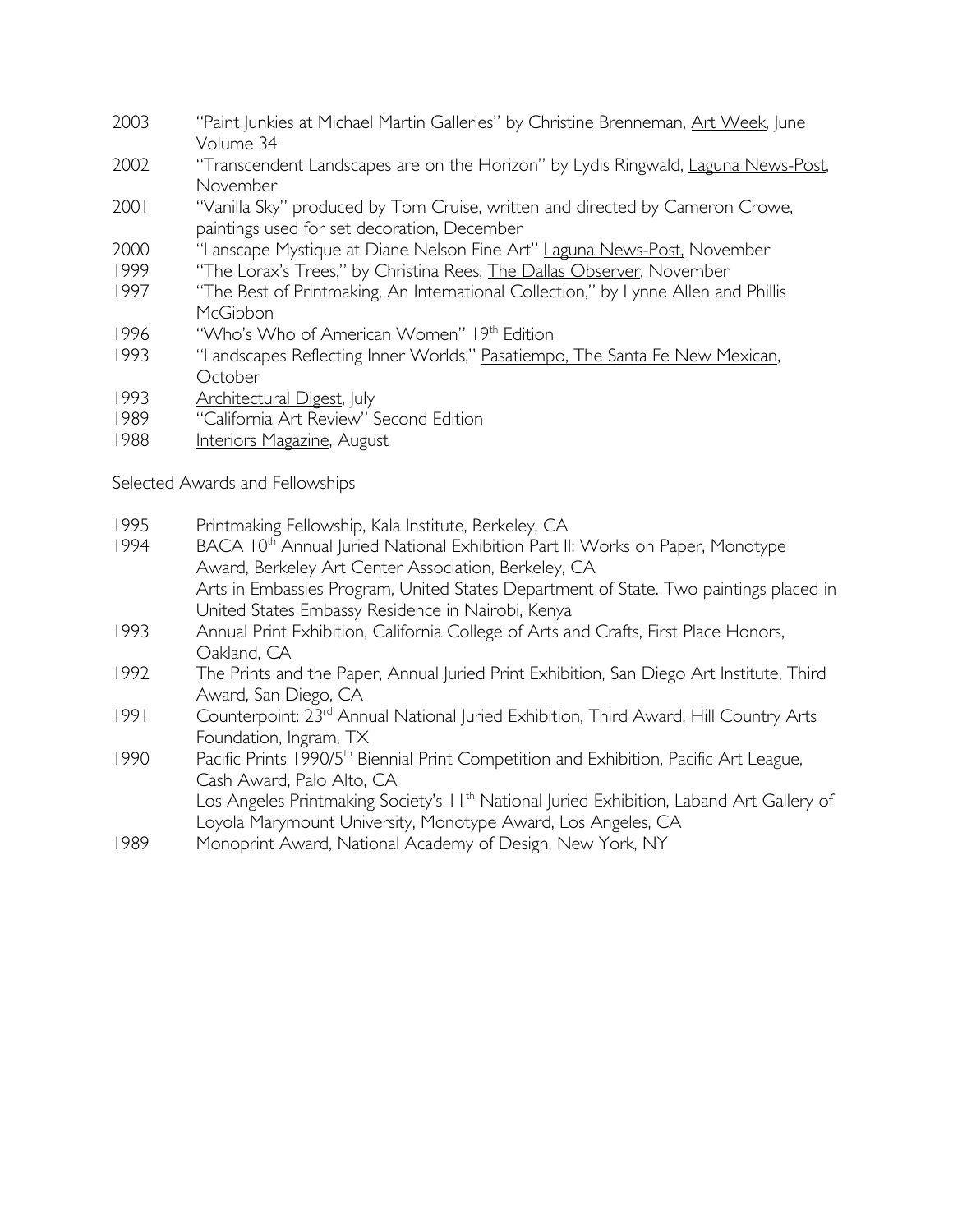2003 "Paint Junkies at Michael Martin Galleries" by Christine Brenneman, Art Week, June Volume 34

2002 "Transcendent Landscapes are on the Horizon" by Lydis Ringwald, Laguna News-Post, November

2001 "Vanilla Sky" produced by Tom Cruise, written and directed by Cameron Crowe, paintings used for set decoration, December

2000 "Lanscape Mystique at Diane Nelson Fine Art" Laguna News-Post, November

1999 "The Lorax's Trees," by Christina Rees, The Dallas Observer, November

1997 "The Best of Printmaking, An International Collection," by Lynne Allen and Phillis McGibbon

1996 "Who's Who of American Women" 19th Edition

1993 "Landscapes Reflecting Inner Worlds," Pasatiempo, The Santa Fe New Mexican, October

1993 Architectural Digest, July

1989 "California Art Review" Second Edition

1988 Interiors Magazine, August

Selected Awards and Fellowships

1995 Printmaking Fellowship, Kala Institute, Berkeley, CA

1994 BACA 10th Annual Juried National Exhibition Part II: Works on Paper, Monotype Award, Berkeley Art Center Association, Berkeley, CA
Arts in Embassies Program, United States Department of State. Two paintings placed in United States Embassy Residence in Nairobi, Kenya

1993 Annual Print Exhibition, California College of Arts and Crafts, First Place Honors, Oakland, CA

1992 The Prints and the Paper, Annual Juried Print Exhibition, San Diego Art Institute, Third Award, San Diego, CA

1991 Counterpoint: 23rd Annual National Juried Exhibition, Third Award, Hill Country Arts Foundation, Ingram, TX

1990 Pacific Prints 1990/5th Biennial Print Competition and Exhibition, Pacific Art League, Cash Award, Palo Alto, CA
Los Angeles Printmaking Society's 11th National Juried Exhibition, Laband Art Gallery of Loyola Marymount University, Monotype Award, Los Angeles, CA

1989 Monoprint Award, National Academy of Design, New York, NY